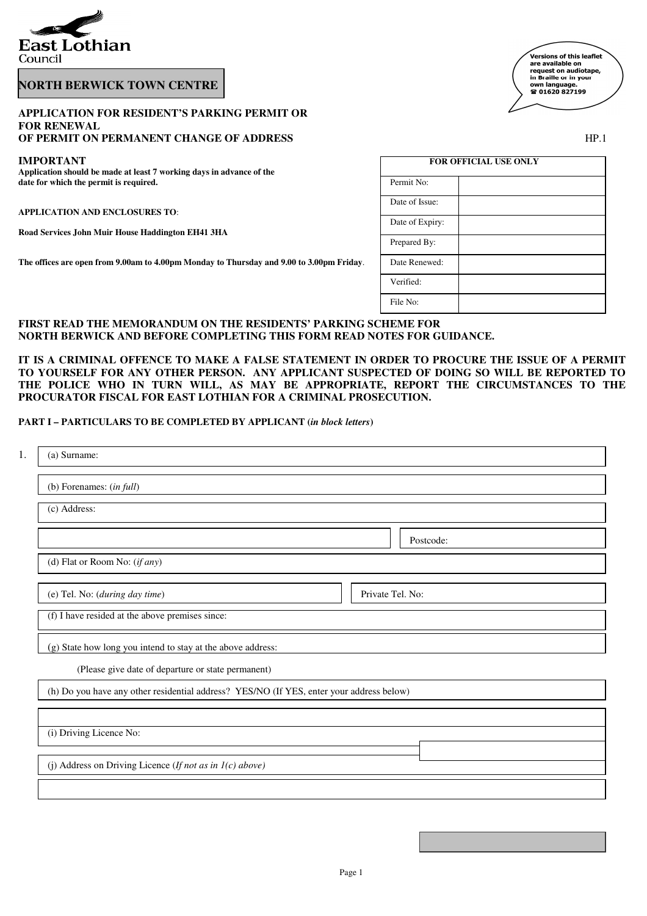East Lothian
Council

**NORTH BERWICK TOWN CENTRE**

Versions of this leaflet are available on request on audiotape, in Braille or in your own language. ☎ 01620 827199

**APPLICATION FOR RESIDENT'S PARKING PERMIT OR FOR RENEWAL OF PERMIT ON PERMANENT CHANGE OF ADDRESS**

HP.1

**IMPORTANT**
**Application should be made at least 7 working days in advance of the date for which the permit is required.**

**APPLICATION AND ENCLOSURES TO**:

**Road Services John Muir House Haddington EH41 3HA**

**The offices are open from 9.00am to 4.00pm Monday to Thursday and 9.00 to 3.00pm Friday**.

| FOR OFFICIAL USE ONLY | |
|---|---|
| Permit No: | |
| Date of Issue: | |
| Date of Expiry: | |
| Prepared By: | |
| Date Renewed: | |
| Verified: | |
| File No: | |

**FIRST READ THE MEMORANDUM ON THE RESIDENTS' PARKING SCHEME FOR NORTH BERWICK AND BEFORE COMPLETING THIS FORM READ NOTES FOR GUIDANCE.**

**IT IS A CRIMINAL OFFENCE TO MAKE A FALSE STATEMENT IN ORDER TO PROCURE THE ISSUE OF A PERMIT TO YOURSELF FOR ANY OTHER PERSON. ANY APPLICANT SUSPECTED OF DOING SO WILL BE REPORTED TO THE POLICE WHO IN TURN WILL, AS MAY BE APPROPRIATE, REPORT THE CIRCUMSTANCES TO THE PROCURATOR FISCAL FOR EAST LOTHIAN FOR A CRIMINAL PROSECUTION.**

**PART I – PARTICULARS TO BE COMPLETED BY APPLICANT (*in block letters*)**

1. (a) Surname:

   (b) Forenames: (*in full*)

   (c) Address:

   Postcode:

   (d) Flat or Room No: (*if any*)

   (e) Tel. No: (*during day time*) Private Tel. No:

   (f) I have resided at the above premises since:

   (g) State how long you intend to stay at the above address:

   (Please give date of departure or state permanent)

   (h) Do you have any other residential address? YES/NO (If YES, enter your address below)

   (i) Driving Licence No:

   (j) Address on Driving Licence (*If not as in 1(c) above)*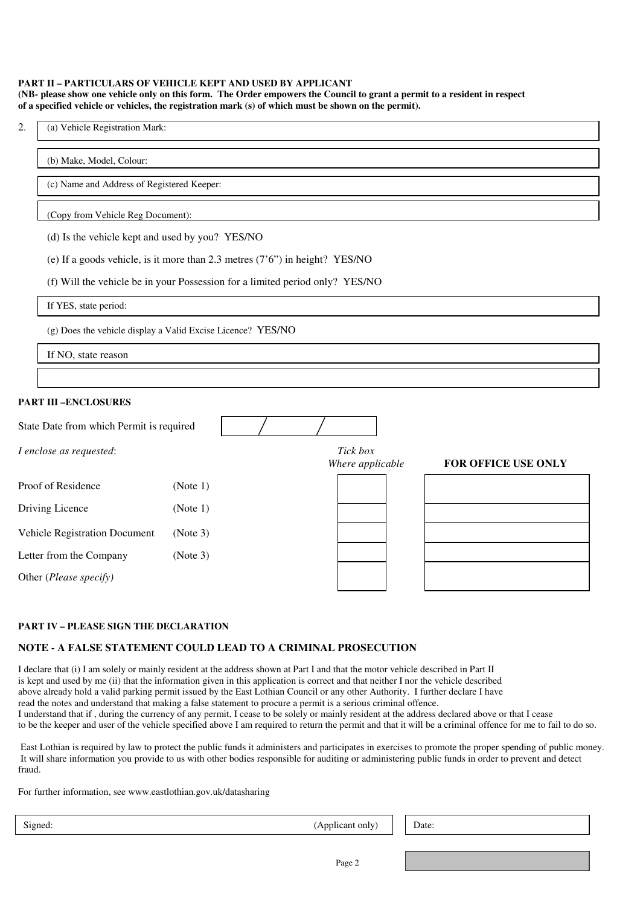**PART II – PARTICULARS OF VEHICLE KEPT AND USED BY APPLICANT**
**(NB- please show one vehicle only on this form. The Order empowers the Council to grant a permit to a resident in respect of a specified vehicle or vehicles, the registration mark (s) of which must be shown on the permit).**

2. (a) Vehicle Registration Mark:

(b) Make, Model, Colour:

(c) Name and Address of Registered Keeper:

(Copy from Vehicle Reg Document):

(d) Is the vehicle kept and used by you? YES/NO

(e) If a goods vehicle, is it more than 2.3 metres (7'6") in height? YES/NO

(f) Will the vehicle be in your Possession for a limited period only? YES/NO

If YES, state period:

(g) Does the vehicle display a Valid Excise Licence? YES/NO

If NO, state reason

**PART III –ENCLOSURES**

State Date from which Permit is required &nbsp;&nbsp; / &nbsp;&nbsp; /

| *I enclose as requested*: | | *Tick box Where applicable* | **FOR OFFICE USE ONLY** |
|---|---|---|---|
| Proof of Residence | (Note 1) | | |
| Driving Licence | (Note 1) | | |
| Vehicle Registration Document | (Note 3) | | |
| Letter from the Company | (Note 3) | | |
| Other (*Please specify)* | | | |

**PART IV – PLEASE SIGN THE DECLARATION**

**NOTE - A FALSE STATEMENT COULD LEAD TO A CRIMINAL PROSECUTION**

I declare that (i) I am solely or mainly resident at the address shown at Part I and that the motor vehicle described in Part II is kept and used by me (ii) that the information given in this application is correct and that neither I nor the vehicle described above already hold a valid parking permit issued by the East Lothian Council or any other Authority. I further declare I have read the notes and understand that making a false statement to procure a permit is a serious criminal offence.
I understand that if , during the currency of any permit, I cease to be solely or mainly resident at the address declared above or that I cease to be the keeper and user of the vehicle specified above I am required to return the permit and that it will be a criminal offence for me to fail to do so.

East Lothian is required by law to protect the public funds it administers and participates in exercises to promote the proper spending of public money. It will share information you provide to us with other bodies responsible for auditing or administering public funds in order to prevent and detect fraud.

For further information, see www.eastlothian.gov.uk/datasharing

| Signed: (Applicant only) | Date: |
|---|---|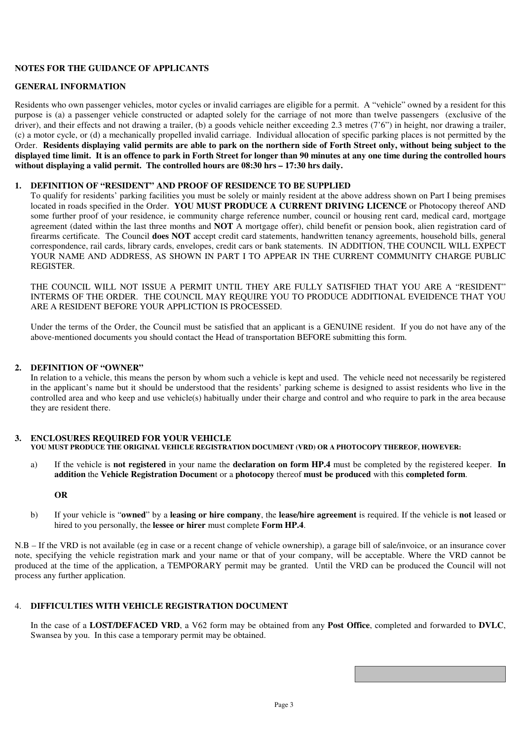**NOTES FOR THE GUIDANCE OF APPLICANTS**

**GENERAL INFORMATION**

Residents who own passenger vehicles, motor cycles or invalid carriages are eligible for a permit. A "vehicle" owned by a resident for this purpose is (a) a passenger vehicle constructed or adapted solely for the carriage of not more than twelve passengers (exclusive of the driver), and their effects and not drawing a trailer, (b) a goods vehicle neither exceeding 2.3 metres (7'6") in height, nor drawing a trailer, (c) a motor cycle, or (d) a mechanically propelled invalid carriage. Individual allocation of specific parking places is not permitted by the Order. **Residents displaying valid permits are able to park on the northern side of Forth Street only, without being subject to the displayed time limit. It is an offence to park in Forth Street for longer than 90 minutes at any one time during the controlled hours without displaying a valid permit. The controlled hours are 08:30 hrs – 17:30 hrs daily.**

**1. DEFINITION OF "RESIDENT" AND PROOF OF RESIDENCE TO BE SUPPLIED**

To qualify for residents' parking facilities you must be solely or mainly resident at the above address shown on Part I being premises located in roads specified in the Order. **YOU MUST PRODUCE A CURRENT DRIVING LICENCE** or Photocopy thereof AND some further proof of your residence, ie community charge reference number, council or housing rent card, medical card, mortgage agreement (dated within the last three months and **NOT** A mortgage offer), child benefit or pension book, alien registration card of firearms certificate. The Council **does NOT** accept credit card statements, handwritten tenancy agreements, household bills, general correspondence, rail cards, library cards, envelopes, credit cars or bank statements. IN ADDITION, THE COUNCIL WILL EXPECT YOUR NAME AND ADDRESS, AS SHOWN IN PART I TO APPEAR IN THE CURRENT COMMUNITY CHARGE PUBLIC REGISTER.

THE COUNCIL WILL NOT ISSUE A PERMIT UNTIL THEY ARE FULLY SATISFIED THAT YOU ARE A "RESIDENT" INTERMS OF THE ORDER. THE COUNCIL MAY REQUIRE YOU TO PRODUCE ADDITIONAL EVEIDENCE THAT YOU ARE A RESIDENT BEFORE YOUR APPLICTION IS PROCESSED.

Under the terms of the Order, the Council must be satisfied that an applicant is a GENUINE resident. If you do not have any of the above-mentioned documents you should contact the Head of transportation BEFORE submitting this form.

**2. DEFINITION OF "OWNER"**

In relation to a vehicle, this means the person by whom such a vehicle is kept and used. The vehicle need not necessarily be registered in the applicant's name but it should be understood that the residents' parking scheme is designed to assist residents who live in the controlled area and who keep and use vehicle(s) habitually under their charge and control and who require to park in the area because they are resident there.

**3. ENCLOSURES REQUIRED FOR YOUR VEHICLE**

**YOU MUST PRODUCE THE ORIGINAL VEHICLE REGISTRATION DOCUMENT (VRD) OR A PHOTOCOPY THEREOF, HOWEVER:**

a) If the vehicle is **not registered** in your name the **declaration on form HP.4** must be completed by the registered keeper. **In addition** the **Vehicle Registration Documen**t or a **photocopy** thereof **must be produced** with this **completed form**.

**OR**

b) If your vehicle is "**owned**" by a **leasing or hire company**, the **lease/hire agreement** is required. If the vehicle is **not** leased or hired to you personally, the **lessee or hirer** must complete **Form HP.4**.

N.B – If the VRD is not available (eg in case or a recent change of vehicle ownership), a garage bill of sale/invoice, or an insurance cover note, specifying the vehicle registration mark and your name or that of your company, will be acceptable. Where the VRD cannot be produced at the time of the application, a TEMPORARY permit may be granted. Until the VRD can be produced the Council will not process any further application.

**4. DIFFICULTIES WITH VEHICLE REGISTRATION DOCUMENT**

In the case of a **LOST/DEFACED VRD**, a V62 form may be obtained from any **Post Office**, completed and forwarded to **DVLC**, Swansea by you. In this case a temporary permit may be obtained.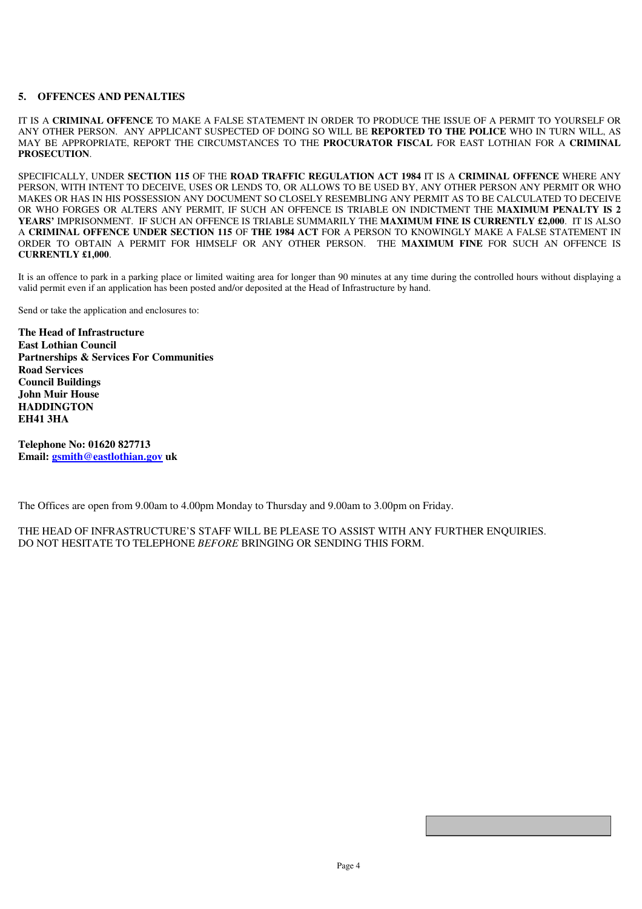## 5. OFFENCES AND PENALTIES

IT IS A **CRIMINAL OFFENCE** TO MAKE A FALSE STATEMENT IN ORDER TO PRODUCE THE ISSUE OF A PERMIT TO YOURSELF OR ANY OTHER PERSON. ANY APPLICANT SUSPECTED OF DOING SO WILL BE **REPORTED TO THE POLICE** WHO IN TURN WILL, AS MAY BE APPROPRIATE, REPORT THE CIRCUMSTANCES TO THE **PROCURATOR FISCAL** FOR EAST LOTHIAN FOR A **CRIMINAL PROSECUTION**.

SPECIFICALLY, UNDER **SECTION 115** OF THE **ROAD TRAFFIC REGULATION ACT 1984** IT IS A **CRIMINAL OFFENCE** WHERE ANY PERSON, WITH INTENT TO DECEIVE, USES OR LENDS TO, OR ALLOWS TO BE USED BY, ANY OTHER PERSON ANY PERMIT OR WHO MAKES OR HAS IN HIS POSSESSION ANY DOCUMENT SO CLOSELY RESEMBLING ANY PERMIT AS TO BE CALCULATED TO DECEIVE OR WHO FORGES OR ALTERS ANY PERMIT, IF SUCH AN OFFENCE IS TRIABLE ON INDICTMENT THE **MAXIMUM PENALTY IS 2 YEARS'** IMPRISONMENT. IF SUCH AN OFFENCE IS TRIABLE SUMMARILY THE **MAXIMUM FINE IS CURRENTLY £2,000**. IT IS ALSO A **CRIMINAL OFFENCE UNDER SECTION 115** OF **THE 1984 ACT** FOR A PERSON TO KNOWINGLY MAKE A FALSE STATEMENT IN ORDER TO OBTAIN A PERMIT FOR HIMSELF OR ANY OTHER PERSON. THE **MAXIMUM FINE** FOR SUCH AN OFFENCE IS **CURRENTLY £1,000**.

It is an offence to park in a parking place or limited waiting area for longer than 90 minutes at any time during the controlled hours without displaying a valid permit even if an application has been posted and/or deposited at the Head of Infrastructure by hand.

Send or take the application and enclosures to:

**The Head of Infrastructure**
**East Lothian Council**
**Partnerships & Services For Communities**
**Road Services**
**Council Buildings**
**John Muir House**
**HADDINGTON**
**EH41 3HA**

**Telephone No: 01620 827713**
**Email: gsmith@eastlothian.gov uk**

The Offices are open from 9.00am to 4.00pm Monday to Thursday and 9.00am to 3.00pm on Friday.

THE HEAD OF INFRASTRUCTURE'S STAFF WILL BE PLEASE TO ASSIST WITH ANY FURTHER ENQUIRIES.
DO NOT HESITATE TO TELEPHONE *BEFORE* BRINGING OR SENDING THIS FORM.